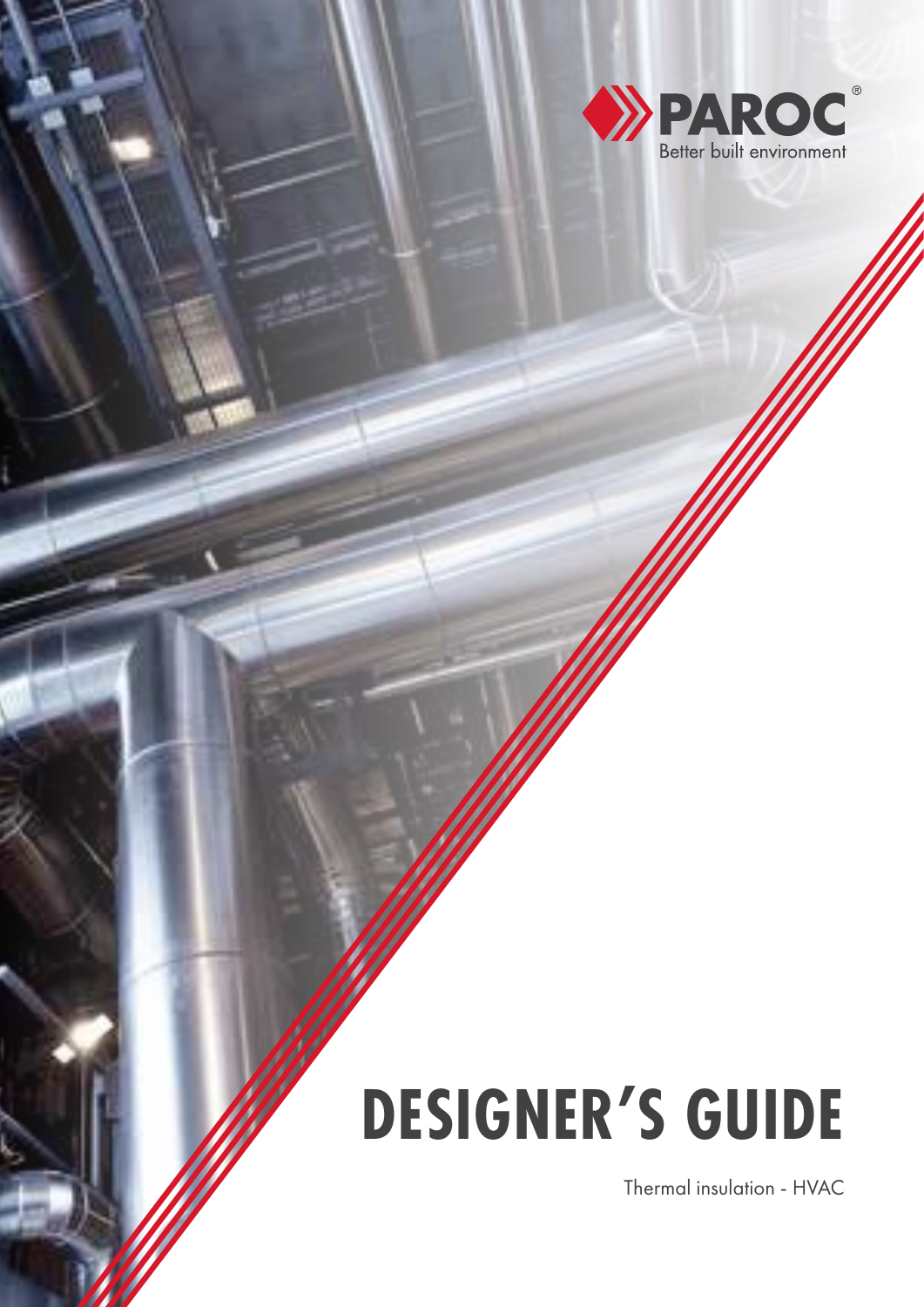PAROC®

Better built environment

# DESIGNER'S GUIDE

Thermal insulation - HVAC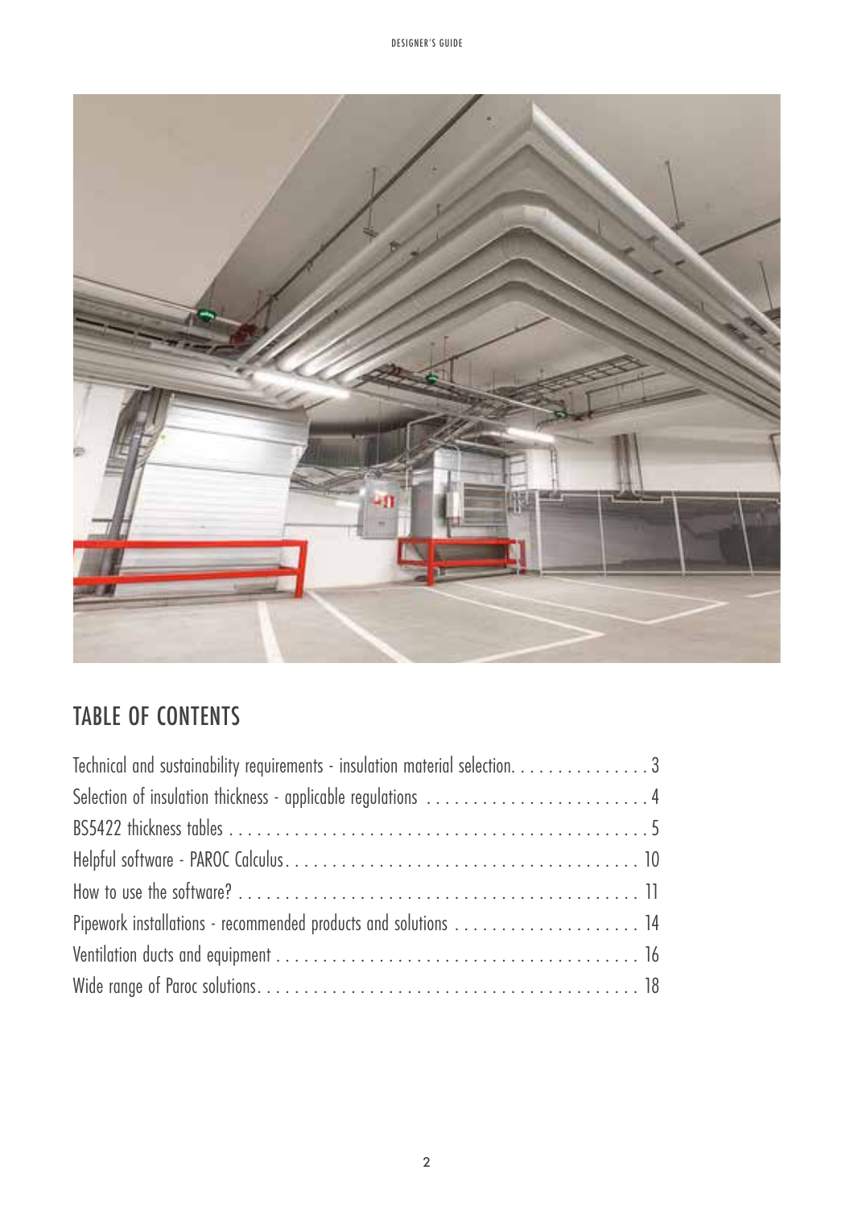## TABLE OF CONTENTS

| | |
|---|---|
| Technical and sustainability requirements - insulation material selection | 3 |
| Selection of insulation thickness - applicable regulations | 4 |
| BS5422 thickness tables | 5 |
| Helpful software - PAROC Calculus | 10 |
| How to use the software? | 11 |
| Pipework installations - recommended products and solutions | 14 |
| Ventilation ducts and equipment | 16 |
| Wide range of Paroc solutions | 18 |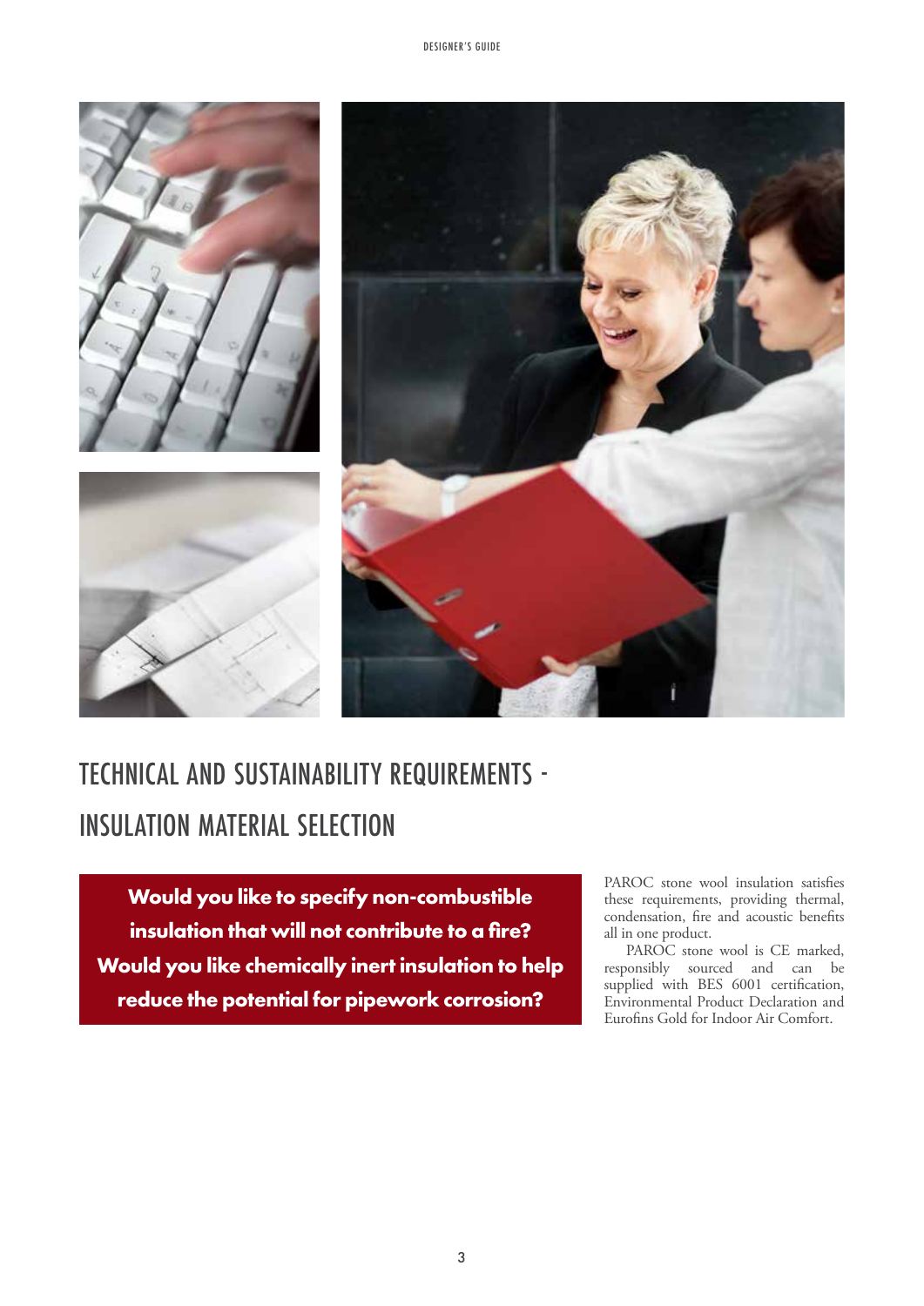# TECHNICAL AND SUSTAINABILITY REQUIREMENTS - INSULATION MATERIAL SELECTION

**Would you like to specify non-combustible insulation that will not contribute to a fire? Would you like chemically inert insulation to help reduce the potential for pipework corrosion?**

PAROC stone wool insulation satisfies these requirements, providing thermal, condensation, fire and acoustic benefits all in one product.

PAROC stone wool is CE marked, responsibly sourced and can be supplied with BES 6001 certification, Environmental Product Declaration and Eurofins Gold for Indoor Air Comfort.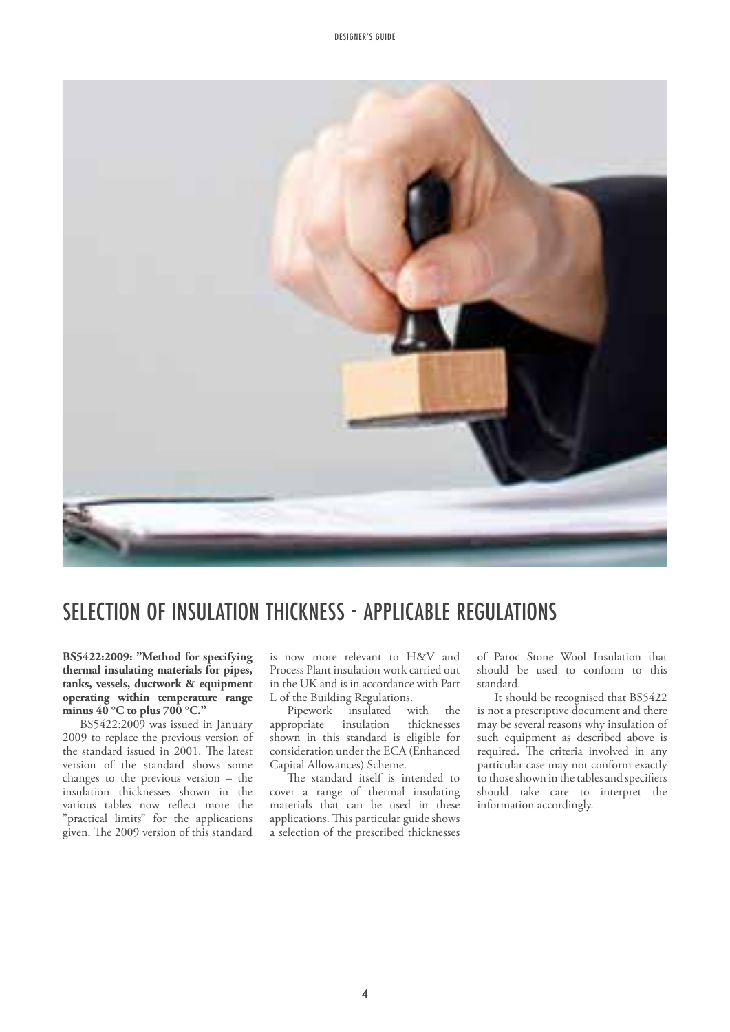# SELECTION OF INSULATION THICKNESS - APPLICABLE REGULATIONS

**BS5422:2009: "Method for specifying thermal insulating materials for pipes, tanks, vessels, ductwork & equipment operating within temperature range minus 40 °C to plus 700 °C."**

BS5422:2009 was issued in January 2009 to replace the previous version of the standard issued in 2001. The latest version of the standard shows some changes to the previous version – the insulation thicknesses shown in the various tables now reflect more the "practical limits" for the applications given. The 2009 version of this standard is now more relevant to H&V and Process Plant insulation work carried out in the UK and is in accordance with Part L of the Building Regulations.

Pipework insulated with the appropriate insulation thicknesses shown in this standard is eligible for consideration under the ECA (Enhanced Capital Allowances) Scheme.

The standard itself is intended to cover a range of thermal insulating materials that can be used in these applications. This particular guide shows a selection of the prescribed thicknesses of Paroc Stone Wool Insulation that should be used to conform to this standard.

It should be recognised that BS5422 is not a prescriptive document and there may be several reasons why insulation of such equipment as described above is required. The criteria involved in any particular case may not conform exactly to those shown in the tables and specifiers should take care to interpret the information accordingly.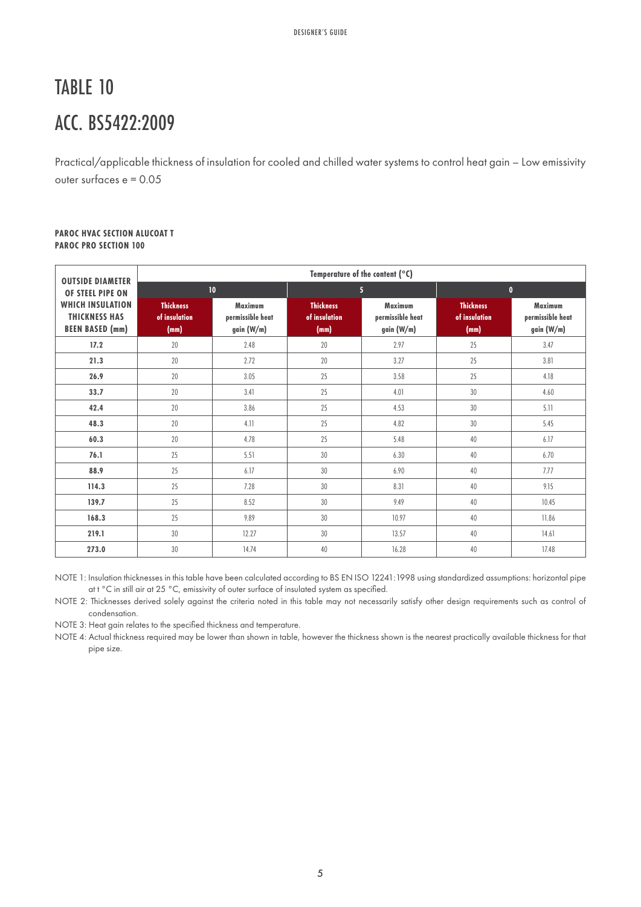# TABLE 10

# ACC. BS5422:2009

Practical/applicable thickness of insulation for cooled and chilled water systems to control heat gain – Low emissivity outer surfaces e = 0.05

**PAROC HVAC SECTION ALUCOAT T**
**PAROC PRO SECTION 100**

| OUTSIDE DIAMETER OF STEEL PIPE ON WHICH INSULATION THICKNESS HAS BEEN BASED (mm) | Temperature of the content (°C) | | | | | |
|---|---|---|---|---|---|---|
| | 10 | | 5 | | 0 | |
| | Thickness of insulation (mm) | Maximum permissible heat gain (W/m) | Thickness of insulation (mm) | Maximum permissible heat gain (W/m) | Thickness of insulation (mm) | Maximum permissible heat gain (W/m) |
| **17.2** | 20 | 2.48 | 20 | 2.97 | 25 | 3.47 |
| **21.3** | 20 | 2.72 | 20 | 3.27 | 25 | 3.81 |
| **26.9** | 20 | 3.05 | 25 | 3.58 | 25 | 4.18 |
| **33.7** | 20 | 3.41 | 25 | 4.01 | 30 | 4.60 |
| **42.4** | 20 | 3.86 | 25 | 4.53 | 30 | 5.11 |
| **48.3** | 20 | 4.11 | 25 | 4.82 | 30 | 5.45 |
| **60.3** | 20 | 4.78 | 25 | 5.48 | 40 | 6.17 |
| **76.1** | 25 | 5.51 | 30 | 6.30 | 40 | 6.70 |
| **88.9** | 25 | 6.17 | 30 | 6.90 | 40 | 7.77 |
| **114.3** | 25 | 7.28 | 30 | 8.31 | 40 | 9.15 |
| **139.7** | 25 | 8.52 | 30 | 9.49 | 40 | 10.45 |
| **168.3** | 25 | 9.89 | 30 | 10.97 | 40 | 11.86 |
| **219.1** | 30 | 12.27 | 30 | 13.57 | 40 | 14.61 |
| **273.0** | 30 | 14.74 | 40 | 16.28 | 40 | 17.48 |

NOTE 1: Insulation thicknesses in this table have been calculated according to BS EN ISO 12241:1998 using standardized assumptions: horizontal pipe at t °C in still air at 25 °C, emissivity of outer surface of insulated system as specified.

NOTE 2: Thicknesses derived solely against the criteria noted in this table may not necessarily satisfy other design requirements such as control of condensation.

NOTE 3: Heat gain relates to the specified thickness and temperature.

NOTE 4: Actual thickness required may be lower than shown in table, however the thickness shown is the nearest practically available thickness for that pipe size.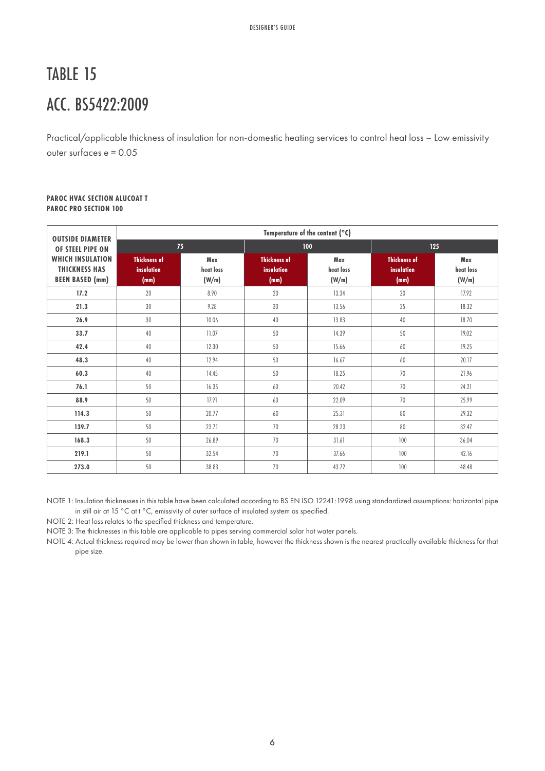# TABLE 15

# ACC. BS5422:2009

Practical/applicable thickness of insulation for non-domestic heating services to control heat loss – Low emissivity outer surfaces e = 0.05

**PAROC HVAC SECTION ALUCOAT T**
**PAROC PRO SECTION 100**

| OUTSIDE DIAMETER OF STEEL PIPE ON WHICH INSULATION THICKNESS HAS BEEN BASED (mm) | Temperature of the content (°C) | | | | | |
|---|---|---|---|---|---|---|
| | 75 | | 100 | | 125 | |
| | Thickness of insulation (mm) | Max heat loss (W/m) | Thickness of insulation (mm) | Max heat loss (W/m) | Thickness of insulation (mm) | Max heat loss (W/m) |
| **17.2** | 20 | 8.90 | 20 | 13.34 | 20 | 17.92 |
| **21.3** | 30 | 9.28 | 30 | 13.56 | 25 | 18.32 |
| **26.9** | 30 | 10.06 | 40 | 13.83 | 40 | 18.70 |
| **33.7** | 40 | 11.07 | 50 | 14.39 | 50 | 19.02 |
| **42.4** | 40 | 12.30 | 50 | 15.66 | 60 | 19.25 |
| **48.3** | 40 | 12.94 | 50 | 16.67 | 60 | 20.17 |
| **60.3** | 40 | 14.45 | 50 | 18.25 | 70 | 21.96 |
| **76.1** | 50 | 16.35 | 60 | 20.42 | 70 | 24.21 |
| **88.9** | 50 | 17.91 | 60 | 22.09 | 70 | 25.99 |
| **114.3** | 50 | 20.77 | 60 | 25.31 | 80 | 29.32 |
| **139.7** | 50 | 23.71 | 70 | 28.23 | 80 | 32.47 |
| **168.3** | 50 | 26.89 | 70 | 31.61 | 100 | 36.04 |
| **219.1** | 50 | 32.54 | 70 | 37.66 | 100 | 42.16 |
| **273.0** | 50 | 38.83 | 70 | 43.72 | 100 | 48.48 |

NOTE 1: Insulation thicknesses in this table have been calculated according to BS EN ISO 12241:1998 using standardized assumptions: horizontal pipe in still air at 15 °C at t °C, emissivity of outer surface of insulated system as specified.

NOTE 2: Heat loss relates to the specified thickness and temperature.

NOTE 3: The thicknesses in this table are applicable to pipes serving commercial solar hot water panels.

NOTE 4: Actual thickness required may be lower than shown in table, however the thickness shown is the nearest practically available thickness for that pipe size.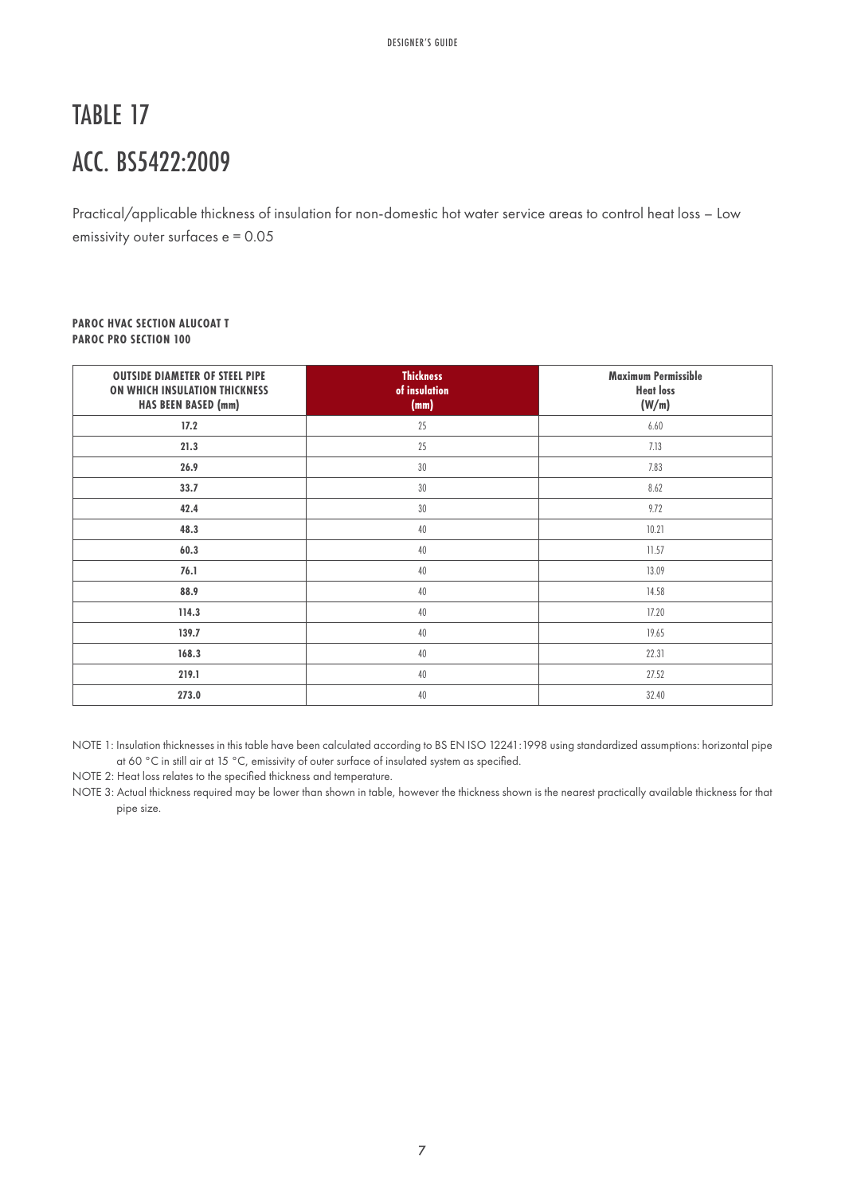# TABLE 17

# ACC. BS5422:2009

Practical/applicable thickness of insulation for non-domestic hot water service areas to control heat loss – Low emissivity outer surfaces e = 0.05

**PAROC HVAC SECTION ALUCOAT T**
**PAROC PRO SECTION 100**

| OUTSIDE DIAMETER OF STEEL PIPE ON WHICH INSULATION THICKNESS HAS BEEN BASED (mm) | Thickness of insulation (mm) | Maximum Permissible Heat loss (W/m) |
|---|---|---|
| **17.2** | 25 | 6.60 |
| **21.3** | 25 | 7.13 |
| **26.9** | 30 | 7.83 |
| **33.7** | 30 | 8.62 |
| **42.4** | 30 | 9.72 |
| **48.3** | 40 | 10.21 |
| **60.3** | 40 | 11.57 |
| **76.1** | 40 | 13.09 |
| **88.9** | 40 | 14.58 |
| **114.3** | 40 | 17.20 |
| **139.7** | 40 | 19.65 |
| **168.3** | 40 | 22.31 |
| **219.1** | 40 | 27.52 |
| **273.0** | 40 | 32.40 |

NOTE 1: Insulation thicknesses in this table have been calculated according to BS EN ISO 12241:1998 using standardized assumptions: horizontal pipe at 60 °C in still air at 15 °C, emissivity of outer surface of insulated system as specified.

NOTE 2: Heat loss relates to the specified thickness and temperature.

NOTE 3: Actual thickness required may be lower than shown in table, however the thickness shown is the nearest practically available thickness for that pipe size.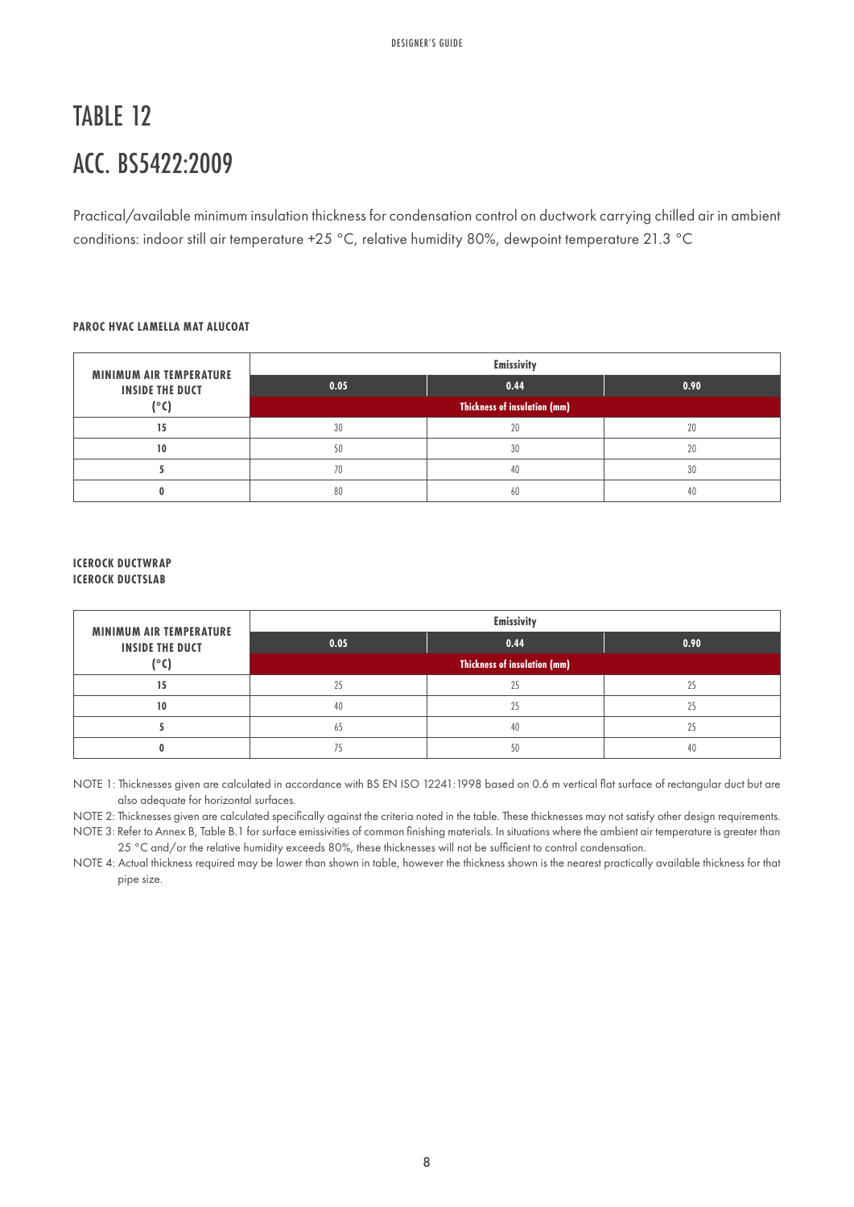# TABLE 12

# ACC. BS5422:2009

Practical/available minimum insulation thickness for condensation control on ductwork carrying chilled air in ambient conditions: indoor still air temperature +25 °C, relative humidity 80%, dewpoint temperature 21.3 °C

**PAROC HVAC LAMELLA MAT ALUCOAT**

| MINIMUM AIR TEMPERATURE INSIDE THE DUCT (°C) | Emissivity | | |
|---|---|---|---|
| | 0.05 | 0.44 | 0.90 |
| | Thickness of insulation (mm) | | |
| 15 | 30 | 20 | 20 |
| 10 | 50 | 30 | 20 |
| 5 | 70 | 40 | 30 |
| 0 | 80 | 60 | 40 |

**ICEROCK DUCTWRAP**
**ICEROCK DUCTSLAB**

| MINIMUM AIR TEMPERATURE INSIDE THE DUCT (°C) | Emissivity | | |
|---|---|---|---|
| | 0.05 | 0.44 | 0.90 |
| | Thickness of insulation (mm) | | |
| 15 | 25 | 25 | 25 |
| 10 | 40 | 25 | 25 |
| 5 | 65 | 40 | 25 |
| 0 | 75 | 50 | 40 |

NOTE 1: Thicknesses given are calculated in accordance with BS EN ISO 12241:1998 based on 0.6 m vertical flat surface of rectangular duct but are also adequate for horizontal surfaces.

NOTE 2: Thicknesses given are calculated specifically against the criteria noted in the table. These thicknesses may not satisfy other design requirements.

NOTE 3: Refer to Annex B, Table B.1 for surface emissivities of common finishing materials. In situations where the ambient air temperature is greater than 25 °C and/or the relative humidity exceeds 80%, these thicknesses will not be sufficient to control condensation.

NOTE 4: Actual thickness required may be lower than shown in table, however the thickness shown is the nearest practically available thickness for that pipe size.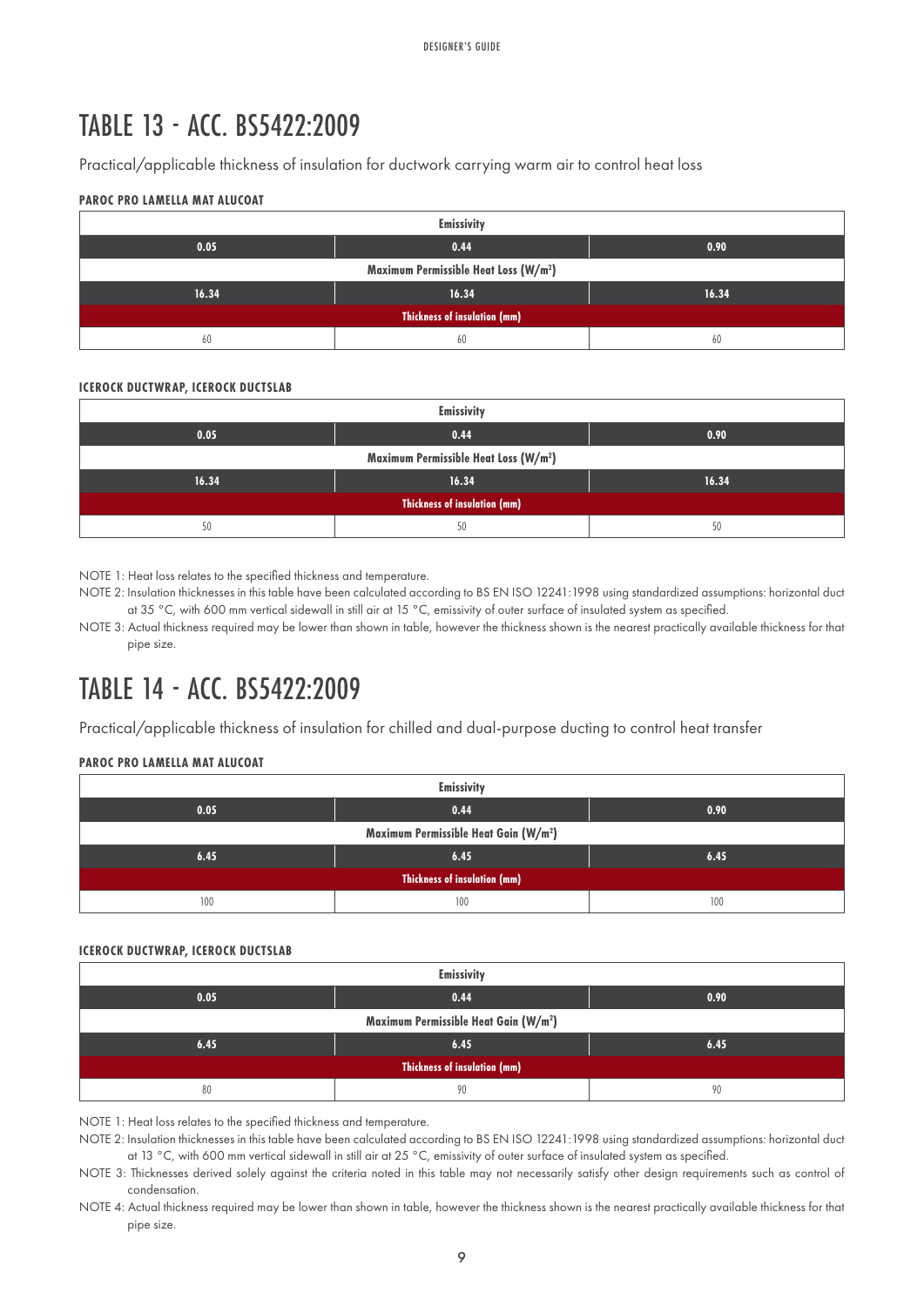# TABLE 13 - ACC. BS5422:2009

Practical/applicable thickness of insulation for ductwork carrying warm air to control heat loss

**PAROC PRO LAMELLA MAT ALUCOAT**

| Emissivity | | |
|---|---|---|
| **0.05** | **0.44** | **0.90** |
| **Maximum Permissible Heat Loss (W/m²)** | | |
| **16.34** | **16.34** | **16.34** |
| **Thickness of insulation (mm)** | | |
| 60 | 60 | 60 |

**ICEROCK DUCTWRAP, ICEROCK DUCTSLAB**

| Emissivity | | |
|---|---|---|
| **0.05** | **0.44** | **0.90** |
| **Maximum Permissible Heat Loss (W/m²)** | | |
| **16.34** | **16.34** | **16.34** |
| **Thickness of insulation (mm)** | | |
| 50 | 50 | 50 |

NOTE 1: Heat loss relates to the specified thickness and temperature.

NOTE 2: Insulation thicknesses in this table have been calculated according to BS EN ISO 12241:1998 using standardized assumptions: horizontal duct at 35 °C, with 600 mm vertical sidewall in still air at 15 °C, emissivity of outer surface of insulated system as specified.

NOTE 3: Actual thickness required may be lower than shown in table, however the thickness shown is the nearest practically available thickness for that pipe size.

# TABLE 14 - ACC. BS5422:2009

Practical/applicable thickness of insulation for chilled and dual-purpose ducting to control heat transfer

**PAROC PRO LAMELLA MAT ALUCOAT**

| Emissivity | | |
|---|---|---|
| **0.05** | **0.44** | **0.90** |
| **Maximum Permissible Heat Gain (W/m²)** | | |
| **6.45** | **6.45** | **6.45** |
| **Thickness of insulation (mm)** | | |
| 100 | 100 | 100 |

**ICEROCK DUCTWRAP, ICEROCK DUCTSLAB**

| Emissivity | | |
|---|---|---|
| **0.05** | **0.44** | **0.90** |
| **Maximum Permissible Heat Gain (W/m²)** | | |
| **6.45** | **6.45** | **6.45** |
| **Thickness of insulation (mm)** | | |
| 80 | 90 | 90 |

NOTE 1: Heat loss relates to the specified thickness and temperature.

NOTE 2: Insulation thicknesses in this table have been calculated according to BS EN ISO 12241:1998 using standardized assumptions: horizontal duct at 13 °C, with 600 mm vertical sidewall in still air at 25 °C, emissivity of outer surface of insulated system as specified.

NOTE 3: Thicknesses derived solely against the criteria noted in this table may not necessarily satisfy other design requirements such as control of condensation.

NOTE 4: Actual thickness required may be lower than shown in table, however the thickness shown is the nearest practically available thickness for that pipe size.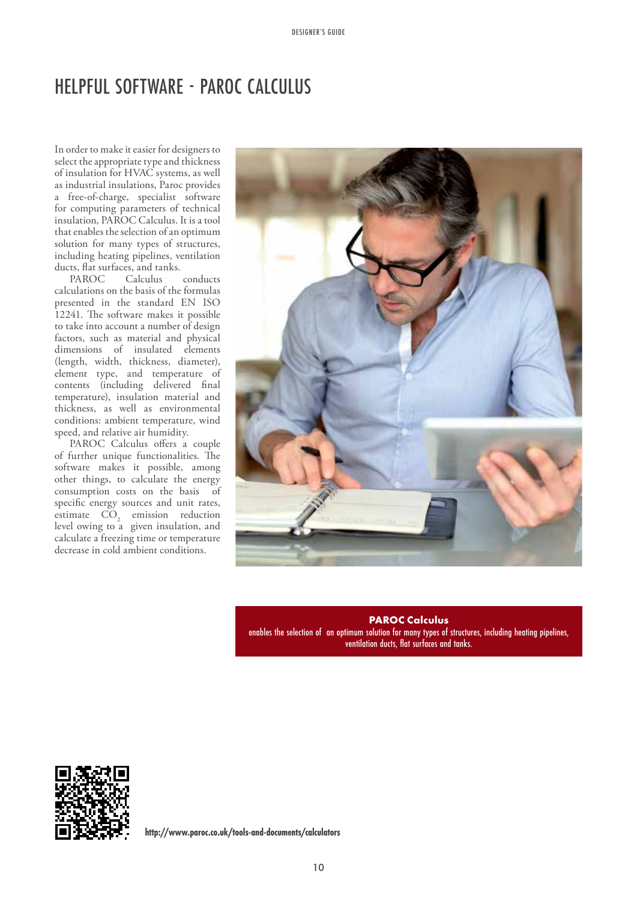# HELPFUL SOFTWARE - PAROC CALCULUS

In order to make it easier for designers to select the appropriate type and thickness of insulation for HVAC systems, as well as industrial insulations, Paroc provides a free-of-charge, specialist software for computing parameters of technical insulation, PAROC Calculus. It is a tool that enables the selection of an optimum solution for many types of structures, including heating pipelines, ventilation ducts, flat surfaces, and tanks.

PAROC Calculus conducts calculations on the basis of the formulas presented in the standard EN ISO 12241. The software makes it possible to take into account a number of design factors, such as material and physical dimensions of insulated elements (length, width, thickness, diameter), element type, and temperature of contents (including delivered final temperature), insulation material and thickness, as well as environmental conditions: ambient temperature, wind speed, and relative air humidity.

PAROC Calculus offers a couple of further unique functionalities. The software makes it possible, among other things, to calculate the energy consumption costs on the basis of specific energy sources and unit rates, estimate $CO_2$ emission reduction level owing to a given insulation, and calculate a freezing time or temperature decrease in cold ambient conditions.

**PAROC Calculus**
enables the selection of an optimum solution for many types of structures, including heating pipelines, ventilation ducts, flat surfaces and tanks.

http://www.paroc.co.uk/tools-and-documents/calculators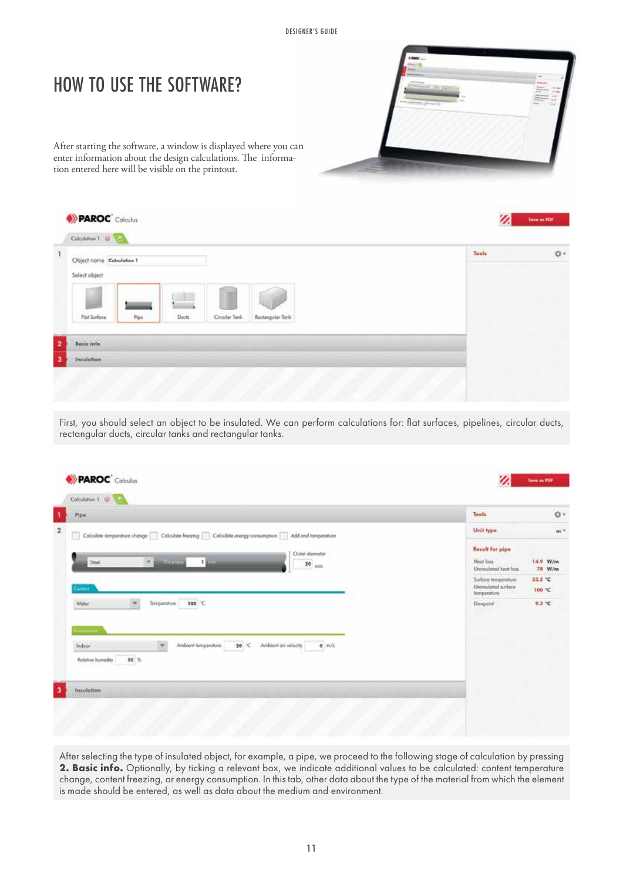# HOW TO USE THE SOFTWARE?

After starting the software, a window is displayed where you can enter information about the design calculations. The information entered here will be visible on the printout.

First, you should select an object to be insulated. We can perform calculations for: flat surfaces, pipelines, circular ducts, rectangular ducts, circular tanks and rectangular tanks.

After selecting the type of insulated object, for example, a pipe, we proceed to the following stage of calculation by pressing **2. Basic info.** Optionally, by ticking a relevant box, we indicate additional values to be calculated: content temperature change, content freezing, or energy consumption. In this tab, other data about the type of the material from which the element is made should be entered, as well as data about the medium and environment.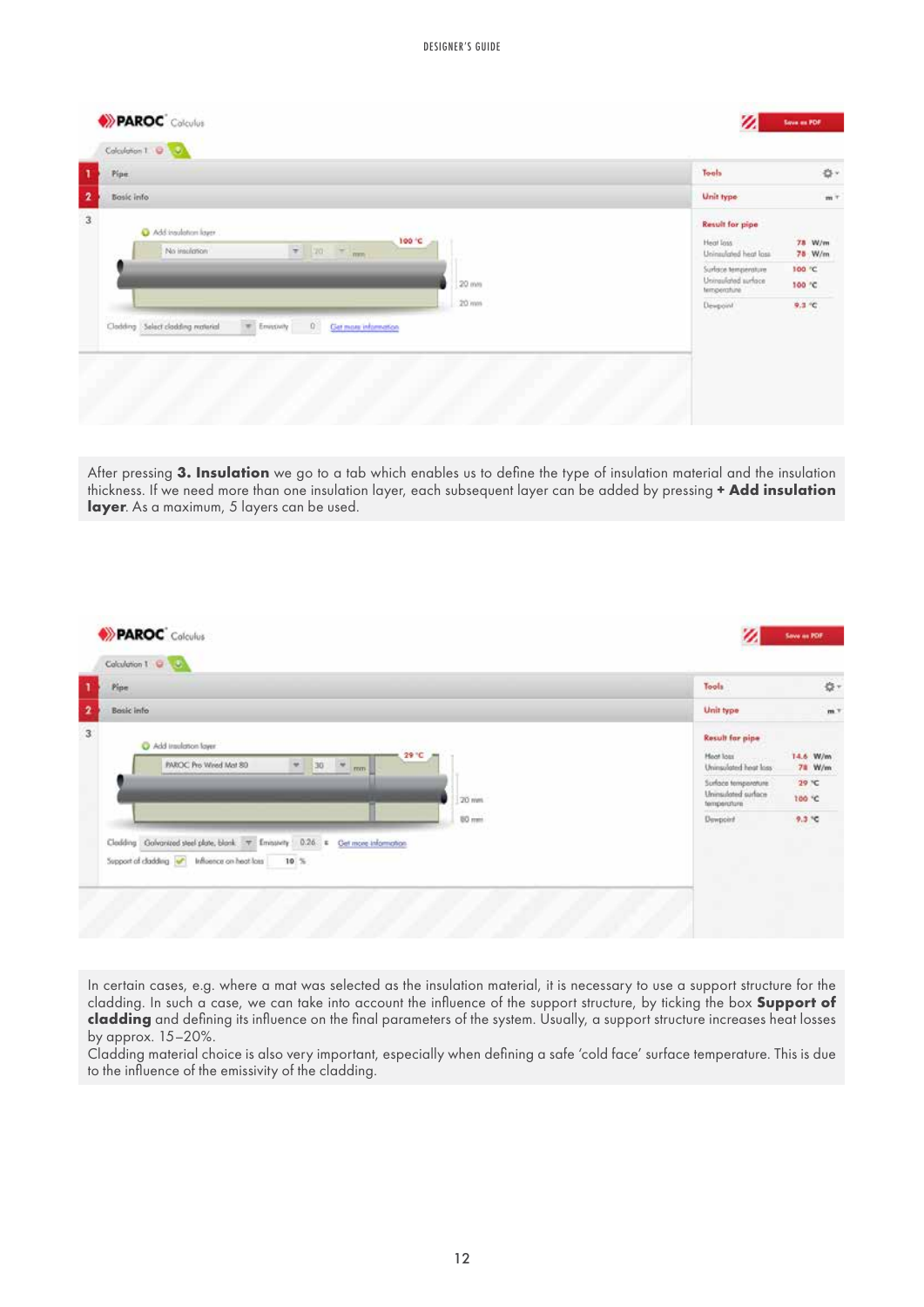After pressing **3. Insulation** we go to a tab which enables us to define the type of insulation material and the insulation thickness. If we need more than one insulation layer, each subsequent layer can be added by pressing **+ Add insulation layer**. As a maximum, 5 layers can be used.

In certain cases, e.g. where a mat was selected as the insulation material, it is necessary to use a support structure for the cladding. In such a case, we can take into account the influence of the support structure, by ticking the box **Support of cladding** and defining its influence on the final parameters of the system. Usually, a support structure increases heat losses by approx. 15–20%.

Cladding material choice is also very important, especially when defining a safe 'cold face' surface temperature. This is due to the influence of the emissivity of the cladding.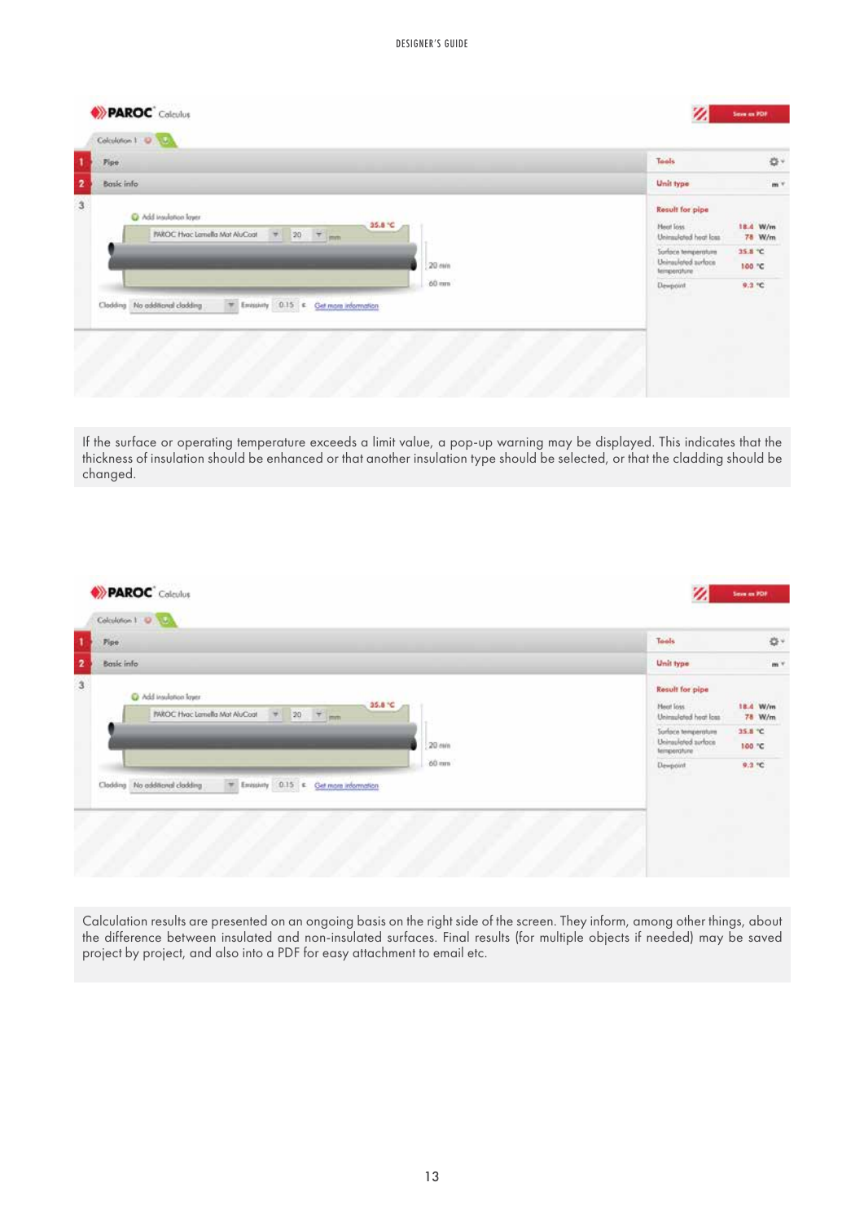If the surface or operating temperature exceeds a limit value, a pop-up warning may be displayed. This indicates that the thickness of insulation should be enhanced or that another insulation type should be selected, or that the cladding should be changed.

Calculation results are presented on an ongoing basis on the right side of the screen. They inform, among other things, about the difference between insulated and non-insulated surfaces. Final results (for multiple objects if needed) may be saved project by project, and also into a PDF for easy attachment to email etc.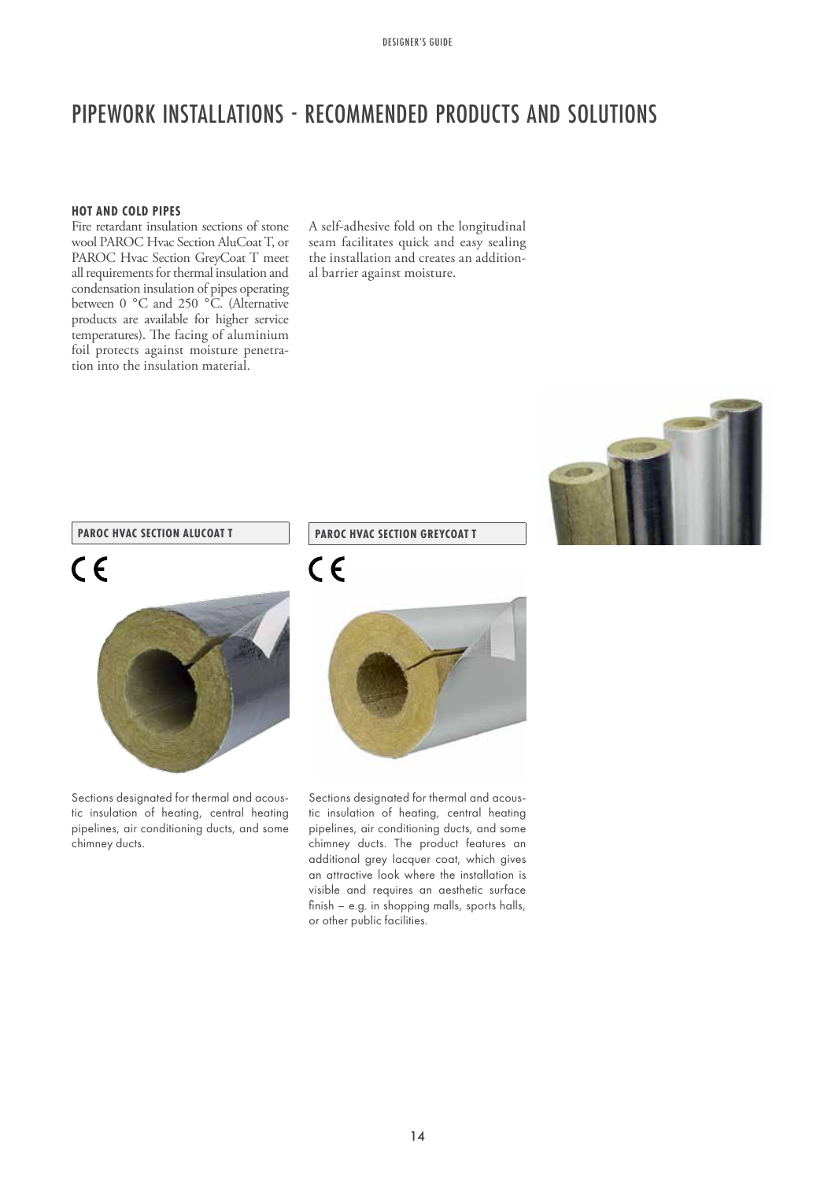# PIPEWORK INSTALLATIONS - RECOMMENDED PRODUCTS AND SOLUTIONS

### HOT AND COLD PIPES

Fire retardant insulation sections of stone wool PAROC Hvac Section AluCoat T, or PAROC Hvac Section GreyCoat T meet all requirements for thermal insulation and condensation insulation of pipes operating between 0 °C and 250 °C. (Alternative products are available for higher service temperatures). The facing of aluminium foil protects against moisture penetration into the insulation material.

A self-adhesive fold on the longitudinal seam facilitates quick and easy sealing the installation and creates an additional barrier against moisture.

#### PAROC HVAC SECTION ALUCOAT T

CE

Sections designated for thermal and acoustic insulation of heating, central heating pipelines, air conditioning ducts, and some chimney ducts.

#### PAROC HVAC SECTION GREYCOAT T

CE

Sections designated for thermal and acoustic insulation of heating, central heating pipelines, air conditioning ducts, and some chimney ducts. The product features an additional grey lacquer coat, which gives an attractive look where the installation is visible and requires an aesthetic surface finish – e.g. in shopping malls, sports halls, or other public facilities.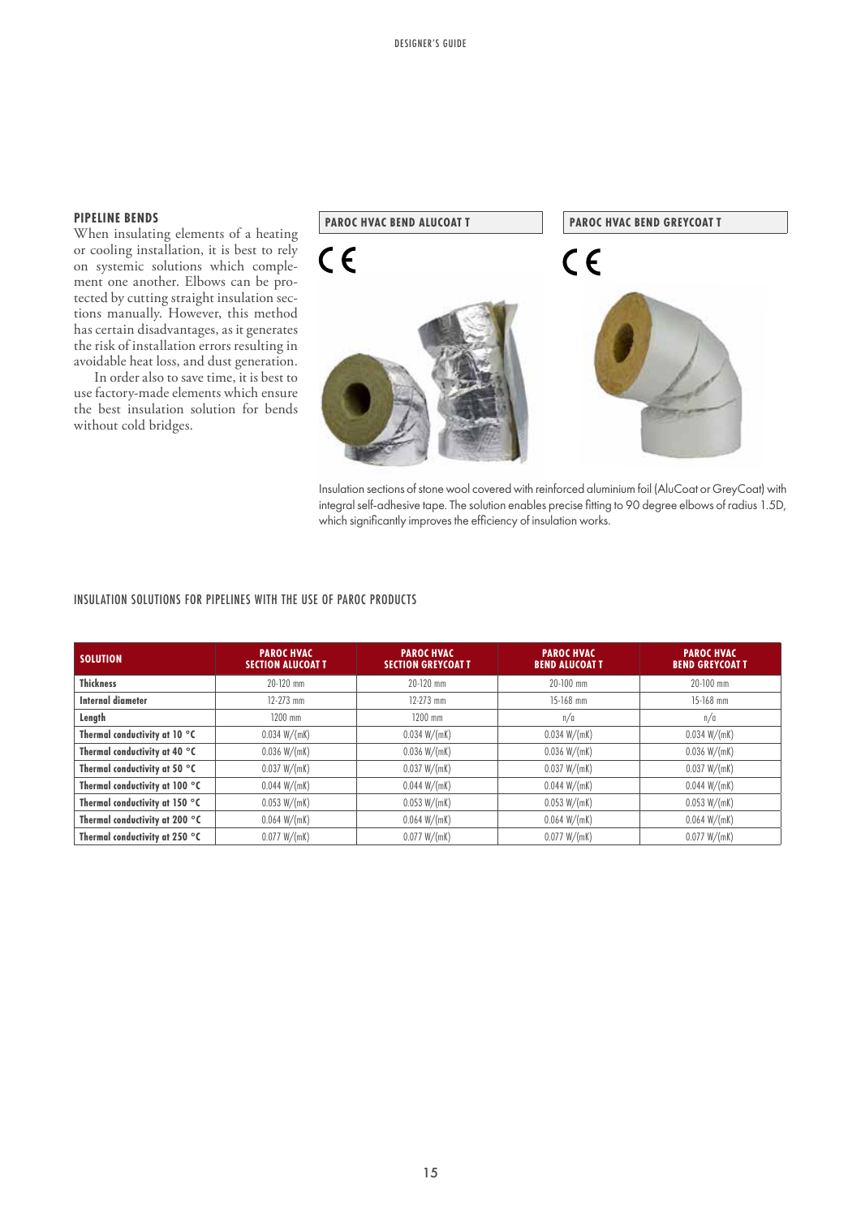## PIPELINE BENDS

When insulating elements of a heating or cooling installation, it is best to rely on systemic solutions which complement one another. Elbows can be protected by cutting straight insulation sections manually. However, this method has certain disadvantages, as it generates the risk of installation errors resulting in avoidable heat loss, and dust generation.

In order also to save time, it is best to use factory-made elements which ensure the best insulation solution for bends without cold bridges.

**PAROC HVAC BEND ALUCOAT T**

CE

**PAROC HVAC BEND GREYCOAT T**

CE

Insulation sections of stone wool covered with reinforced aluminium foil (AluCoat or GreyCoat) with integral self-adhesive tape. The solution enables precise fitting to 90 degree elbows of radius 1.5D, which significantly improves the efficiency of insulation works.

### INSULATION SOLUTIONS FOR PIPELINES WITH THE USE OF PAROC PRODUCTS

| SOLUTION | PAROC HVAC SECTION ALUCOAT T | PAROC HVAC SECTION GREYCOAT T | PAROC HVAC BEND ALUCOAT T | PAROC HVAC BEND GREYCOAT T |
|---|---|---|---|---|
| **Thickness** | 20-120 mm | 20-120 mm | 20-100 mm | 20-100 mm |
| **Internal diameter** | 12-273 mm | 12-273 mm | 15-168 mm | 15-168 mm |
| **Length** | 1200 mm | 1200 mm | n/a | n/a |
| **Thermal conductivity at 10 °C** | 0.034 W/(mK) | 0.034 W/(mK) | 0.034 W/(mK) | 0.034 W/(mK) |
| **Thermal conductivity at 40 °C** | 0.036 W/(mK) | 0.036 W/(mK) | 0.036 W/(mK) | 0.036 W/(mK) |
| **Thermal conductivity at 50 °C** | 0.037 W/(mK) | 0.037 W/(mK) | 0.037 W/(mK) | 0.037 W/(mK) |
| **Thermal conductivity at 100 °C** | 0.044 W/(mK) | 0.044 W/(mK) | 0.044 W/(mK) | 0.044 W/(mK) |
| **Thermal conductivity at 150 °C** | 0.053 W/(mK) | 0.053 W/(mK) | 0.053 W/(mK) | 0.053 W/(mK) |
| **Thermal conductivity at 200 °C** | 0.064 W/(mK) | 0.064 W/(mK) | 0.064 W/(mK) | 0.064 W/(mK) |
| **Thermal conductivity at 250 °C** | 0.077 W/(mK) | 0.077 W/(mK) | 0.077 W/(mK) | 0.077 W/(mK) |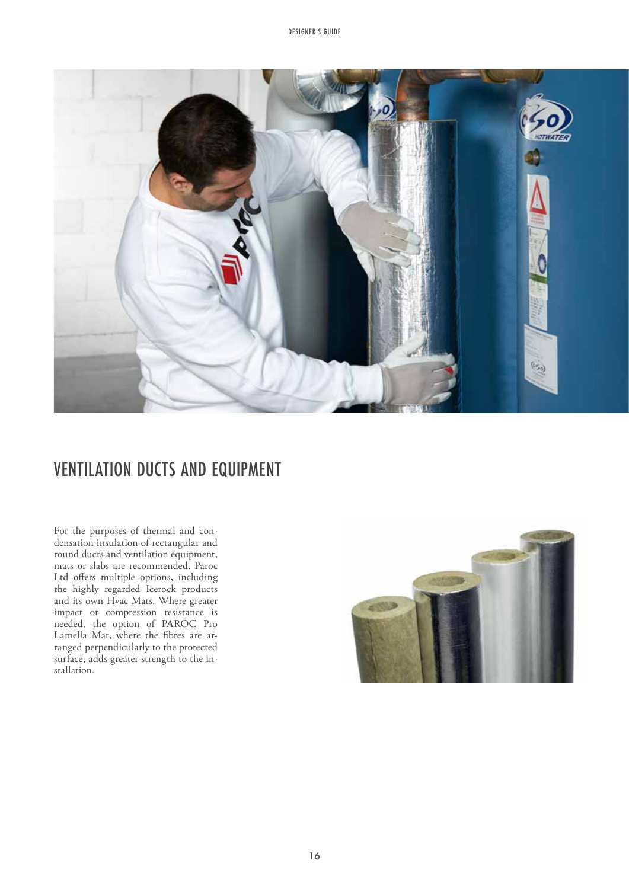# VENTILATION DUCTS AND EQUIPMENT

For the purposes of thermal and condensation insulation of rectangular and round ducts and ventilation equipment, mats or slabs are recommended. Paroc Ltd offers multiple options, including the highly regarded Icerock products and its own Hvac Mats. Where greater impact or compression resistance is needed, the option of PAROC Pro Lamella Mat, where the fibres are arranged perpendicularly to the protected surface, adds greater strength to the installation.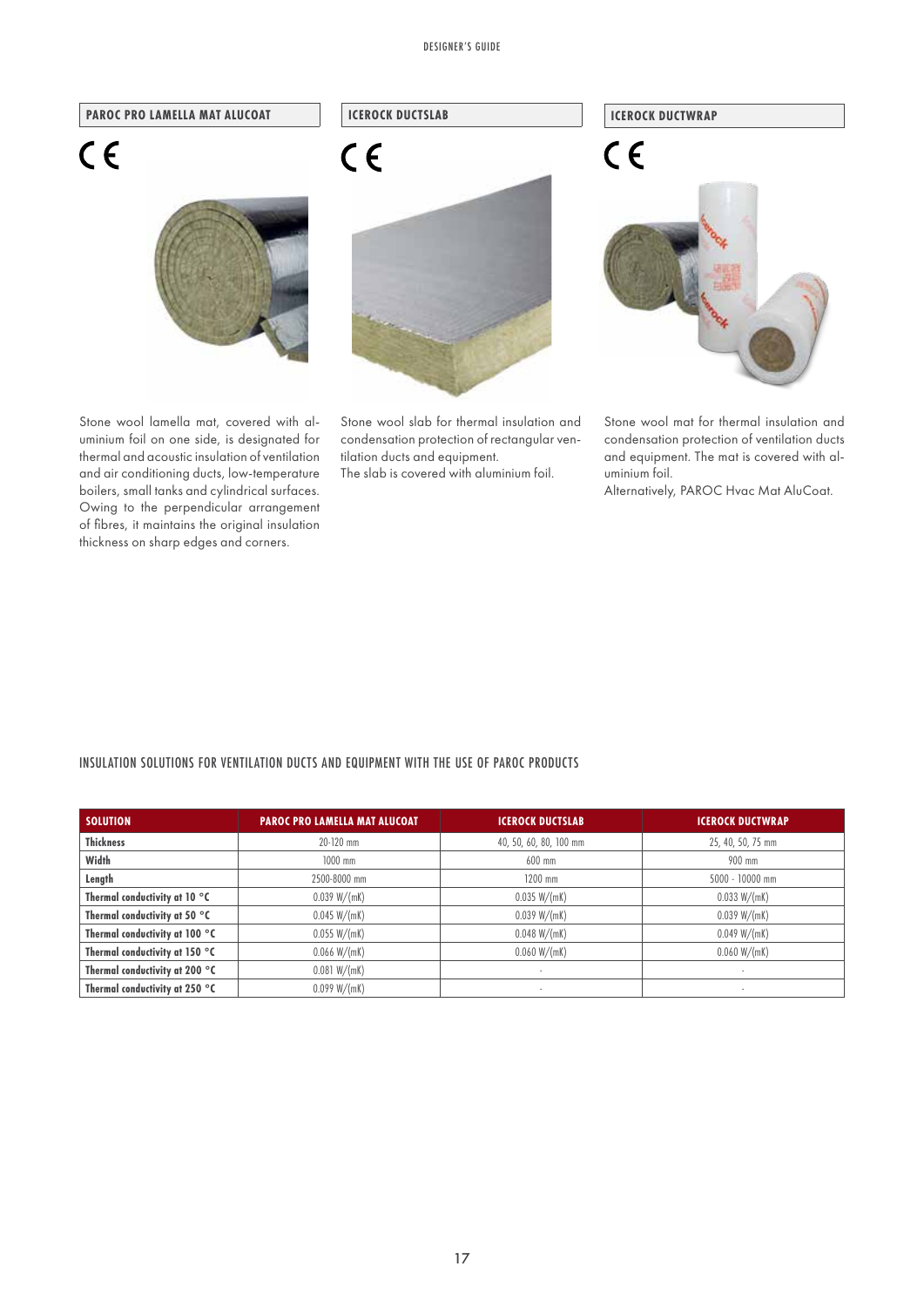## PAROC PRO LAMELLA MAT ALUCOAT

CE

Stone wool lamella mat, covered with aluminium foil on one side, is designated for thermal and acoustic insulation of ventilation and air conditioning ducts, low-temperature boilers, small tanks and cylindrical surfaces. Owing to the perpendicular arrangement of fibres, it maintains the original insulation thickness on sharp edges and corners.

## ICEROCK DUCTSLAB

CE

Stone wool slab for thermal insulation and condensation protection of rectangular ventilation ducts and equipment.
The slab is covered with aluminium foil.

## ICEROCK DUCTWRAP

CE

Stone wool mat for thermal insulation and condensation protection of ventilation ducts and equipment. The mat is covered with aluminium foil.
Alternatively, PAROC Hvac Mat AluCoat.

## INSULATION SOLUTIONS FOR VENTILATION DUCTS AND EQUIPMENT WITH THE USE OF PAROC PRODUCTS

| SOLUTION | PAROC PRO LAMELLA MAT ALUCOAT | ICEROCK DUCTSLAB | ICEROCK DUCTWRAP |
|---|---|---|---|
| **Thickness** | 20-120 mm | 40, 50, 60, 80, 100 mm | 25, 40, 50, 75 mm |
| **Width** | 1000 mm | 600 mm | 900 mm |
| **Length** | 2500-8000 mm | 1200 mm | 5000 - 10000 mm |
| **Thermal conductivity at 10 °C** | 0.039 W/(mK) | 0.035 W/(mK) | 0.033 W/(mK) |
| **Thermal conductivity at 50 °C** | 0.045 W/(mK) | 0.039 W/(mK) | 0.039 W/(mK) |
| **Thermal conductivity at 100 °C** | 0.055 W/(mK) | 0.048 W/(mK) | 0.049 W/(mK) |
| **Thermal conductivity at 150 °C** | 0.066 W/(mK) | 0.060 W/(mK) | 0.060 W/(mK) |
| **Thermal conductivity at 200 °C** | 0.081 W/(mK) | - | - |
| **Thermal conductivity at 250 °C** | 0.099 W/(mK) | - | - |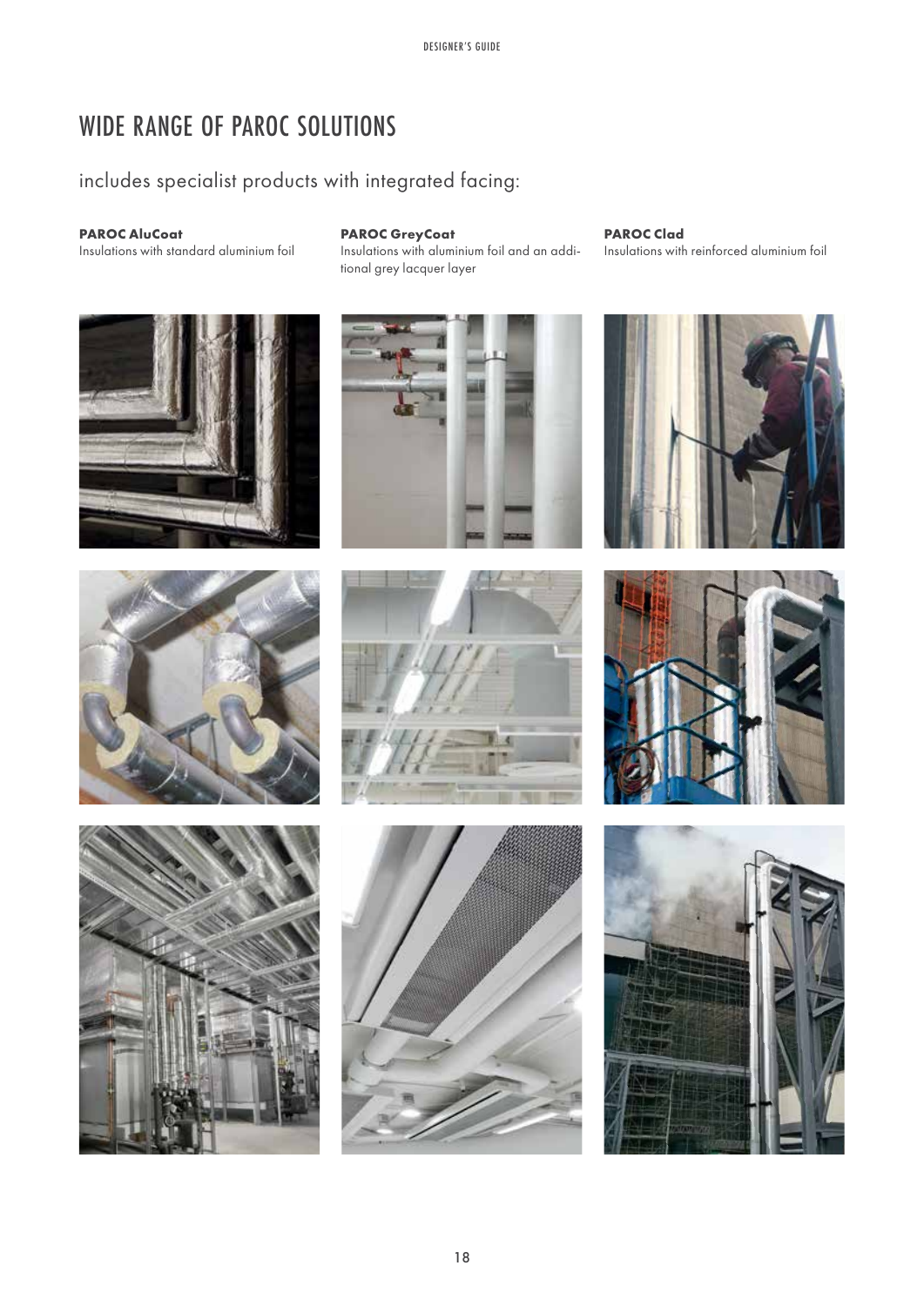# WIDE RANGE OF PAROC SOLUTIONS

## includes specialist products with integrated facing:

**PAROC AluCoat**
Insulations with standard aluminium foil

**PAROC GreyCoat**
Insulations with aluminium foil and an additional grey lacquer layer

**PAROC Clad**
Insulations with reinforced aluminium foil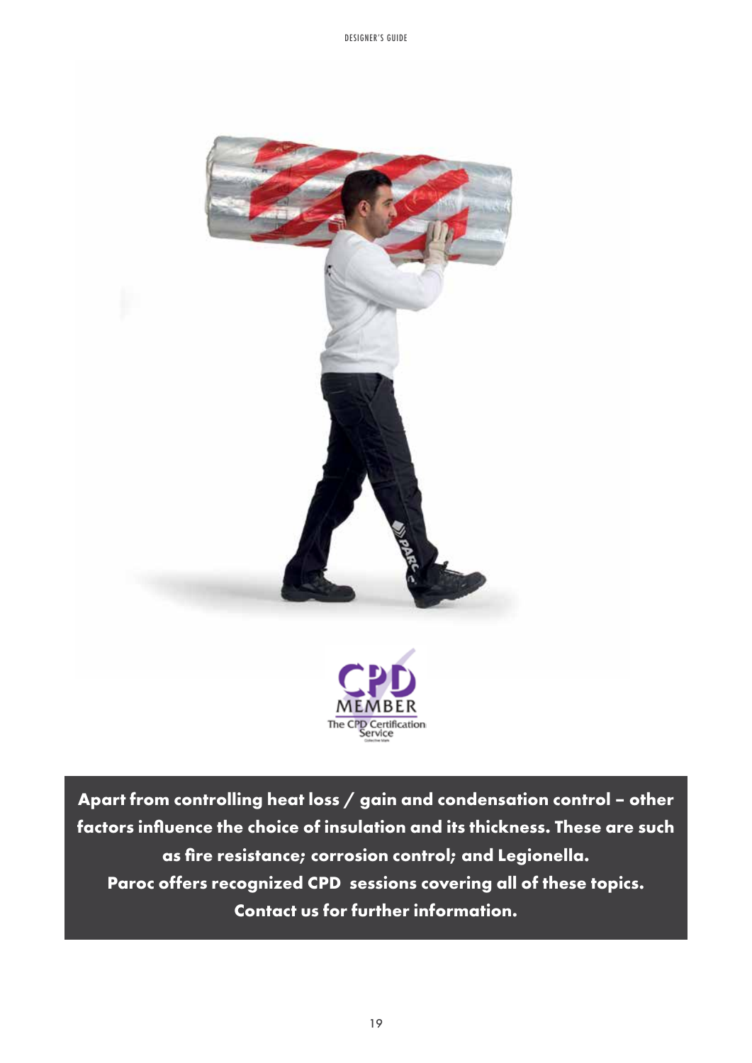**Apart from controlling heat loss / gain and condensation control – other factors influence the choice of insulation and its thickness. These are such as fire resistance; corrosion control; and Legionella.**

**Paroc offers recognized CPD sessions covering all of these topics.**

**Contact us for further information.**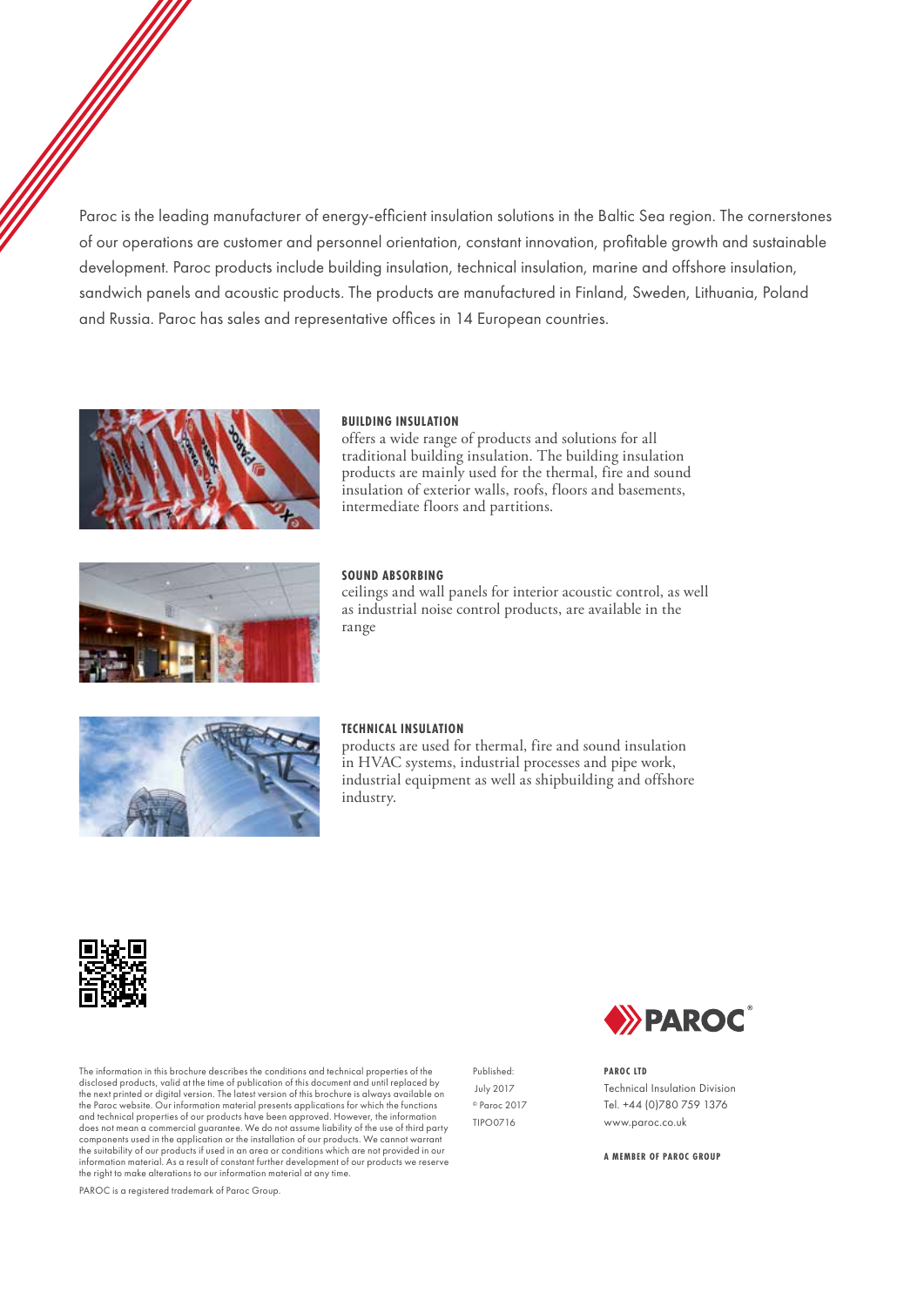Paroc is the leading manufacturer of energy-efficient insulation solutions in the Baltic Sea region. The cornerstones of our operations are customer and personnel orientation, constant innovation, profitable growth and sustainable development. Paroc products include building insulation, technical insulation, marine and offshore insulation, sandwich panels and acoustic products. The products are manufactured in Finland, Sweden, Lithuania, Poland and Russia. Paroc has sales and representative offices in 14 European countries.

**BUILDING INSULATION**
offers a wide range of products and solutions for all traditional building insulation. The building insulation products are mainly used for the thermal, fire and sound insulation of exterior walls, roofs, floors and basements, intermediate floors and partitions.

**SOUND ABSORBING**
ceilings and wall panels for interior acoustic control, as well as industrial noise control products, are available in the range

**TECHNICAL INSULATION**
products are used for thermal, fire and sound insulation in HVAC systems, industrial processes and pipe work, industrial equipment as well as shipbuilding and offshore industry.

The information in this brochure describes the conditions and technical properties of the disclosed products, valid at the time of publication of this document and until replaced by the next printed or digital version. The latest version of this brochure is always available on the Paroc website. Our information material presents applications for which the functions and technical properties of our products have been approved. However, the information does not mean a commercial guarantee. We do not assume liability of the use of third party components used in the application or the installation of our products. We cannot warrant the suitability of our products if used in an area or conditions which are not provided in our information material. As a result of constant further development of our products we reserve the right to make alterations to our information material at any time.

PAROC is a registered trademark of Paroc Group.

Published:
July 2017
© Paroc 2017
TIPO0716

**PAROC LTD**
Technical Insulation Division
Tel. +44 (0)780 759 1376
www.paroc.co.uk

**A MEMBER OF PAROC GROUP**